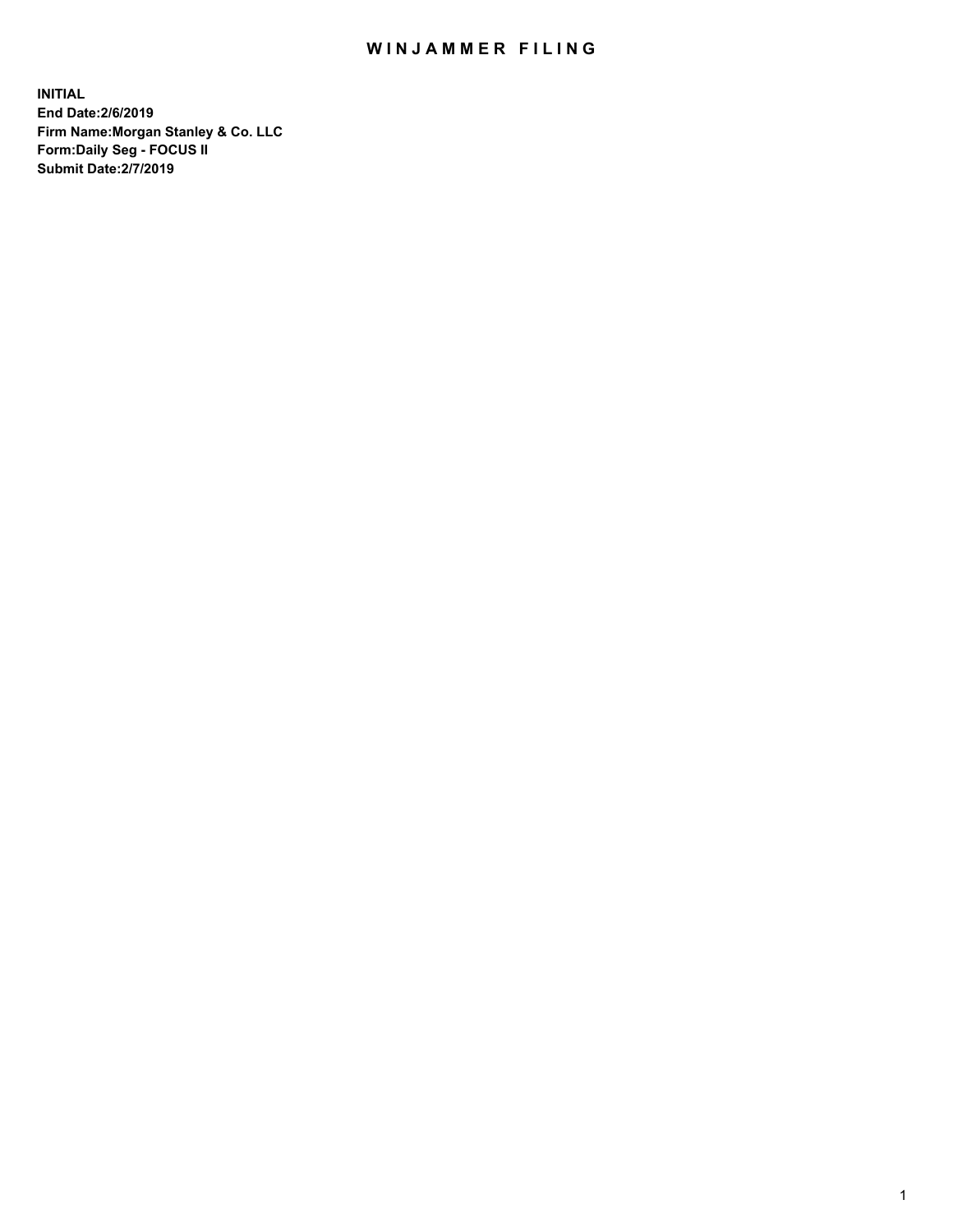# WINJAMMER FILING

**INITIAL**
**End Date:2/6/2019**
**Firm Name:Morgan Stanley & Co. LLC**
**Form:Daily Seg - FOCUS II**
**Submit Date:2/7/2019**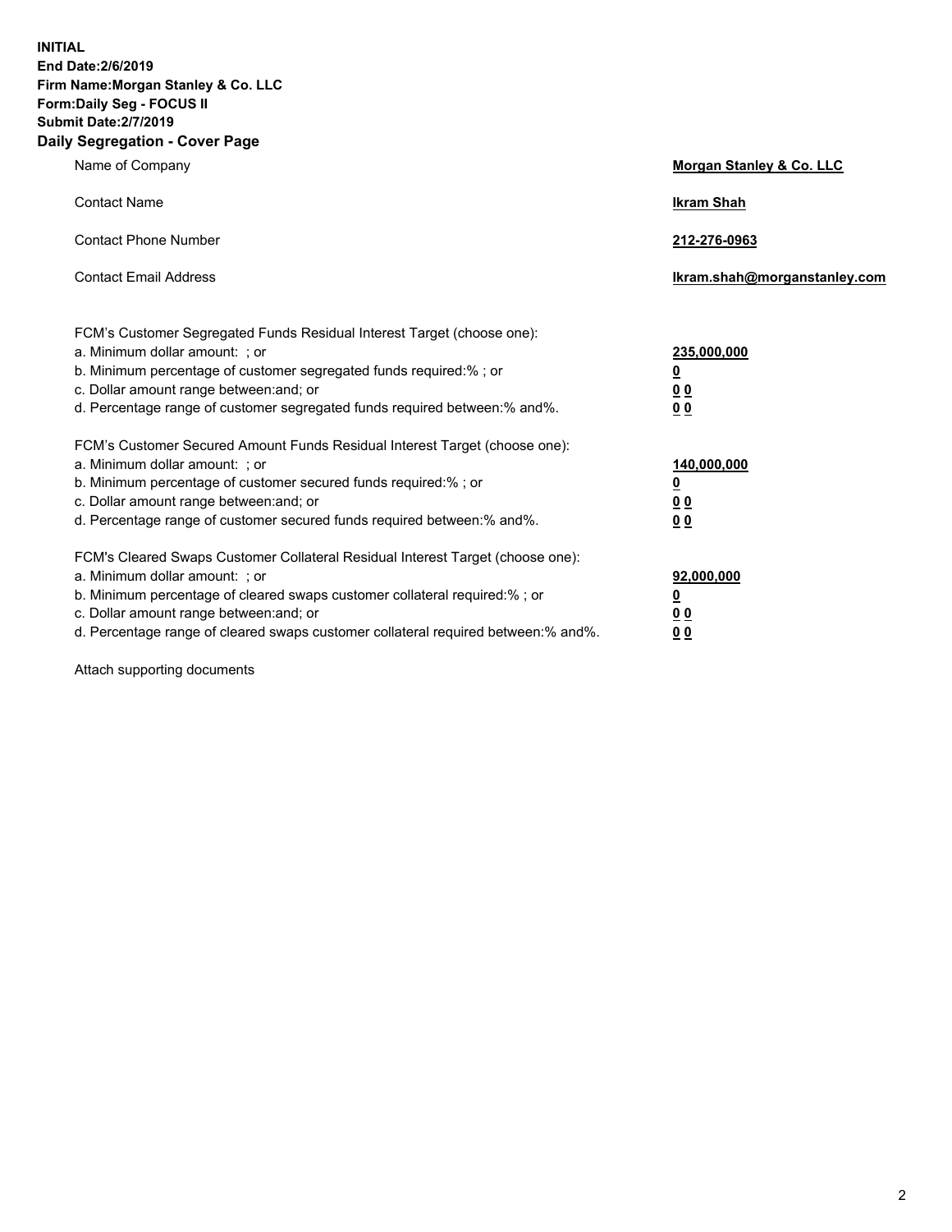**INITIAL**
**End Date:2/6/2019**
**Firm Name:Morgan Stanley & Co. LLC**
**Form:Daily Seg - FOCUS II**
**Submit Date:2/7/2019**
**Daily Segregation - Cover Page**

| | |
|---|---|
| Name of Company | **Morgan Stanley & Co. LLC** |
| Contact Name | **Ikram Shah** |
| Contact Phone Number | **212-276-0963** |
| Contact Email Address | **Ikram.shah@morganstanley.com** |

| | |
|---|---|
| FCM's Customer Segregated Funds Residual Interest Target (choose one): | |
| a. Minimum dollar amount: ; or | **235,000,000** |
| b. Minimum percentage of customer segregated funds required:% ; or | **0** |
| c. Dollar amount range between:and; or | **0 0** |
| d. Percentage range of customer segregated funds required between:% and%. | **0 0** |
| FCM's Customer Secured Amount Funds Residual Interest Target (choose one): | |
| a. Minimum dollar amount: ; or | **140,000,000** |
| b. Minimum percentage of customer secured funds required:% ; or | **0** |
| c. Dollar amount range between:and; or | **0 0** |
| d. Percentage range of customer secured funds required between:% and%. | **0 0** |
| FCM's Cleared Swaps Customer Collateral Residual Interest Target (choose one): | |
| a. Minimum dollar amount: ; or | **92,000,000** |
| b. Minimum percentage of cleared swaps customer collateral required:% ; or | **0** |
| c. Dollar amount range between:and; or | **0 0** |
| d. Percentage range of cleared swaps customer collateral required between:% and%. | **0 0** |

Attach supporting documents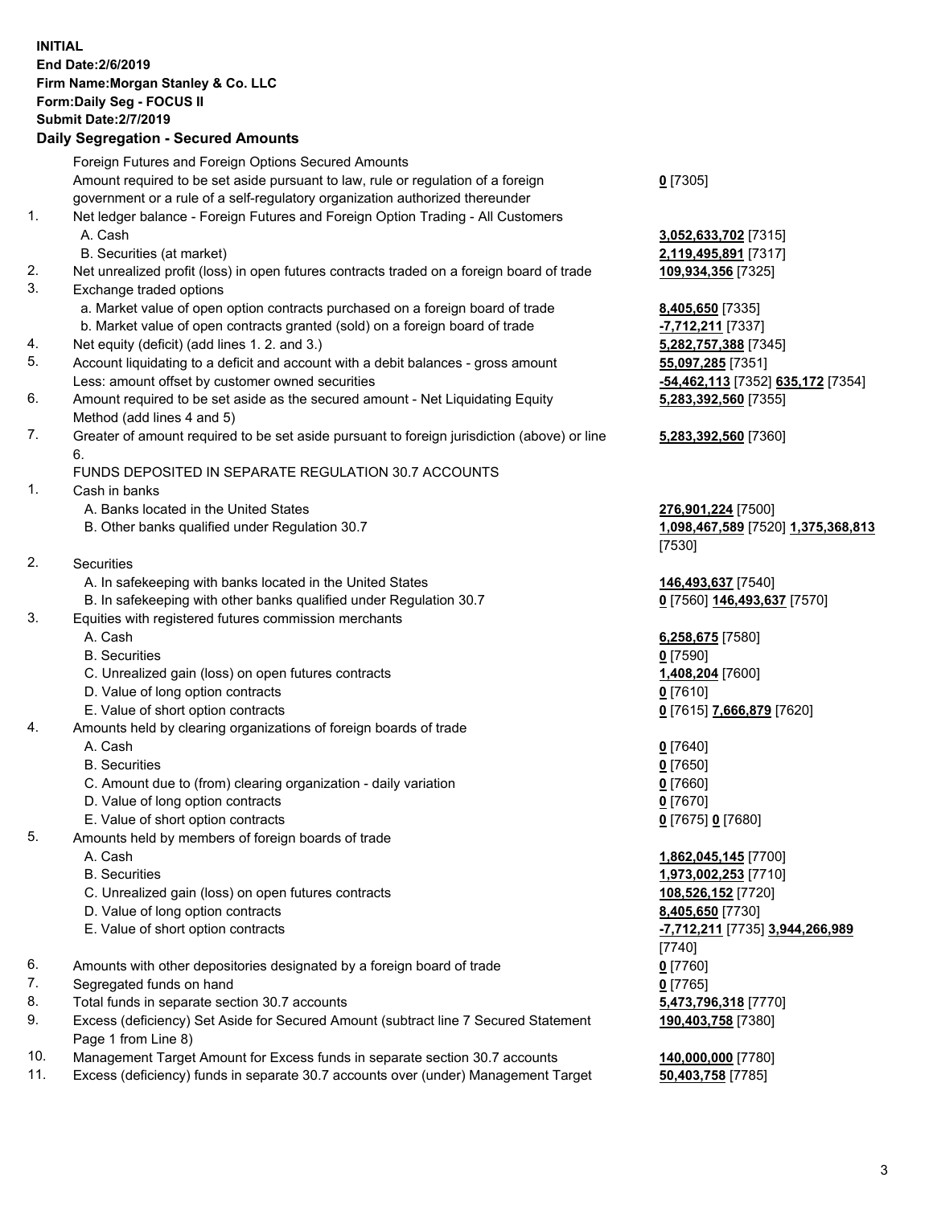**INITIAL**
**End Date:2/6/2019**
**Firm Name:Morgan Stanley & Co. LLC**
**Form:Daily Seg - FOCUS II**
**Submit Date:2/7/2019**

## Daily Segregation - Secured Amounts

| | | |
|---|---|---|
| | Foreign Futures and Foreign Options Secured Amounts | |
| | Amount required to be set aside pursuant to law, rule or regulation of a foreign government or a rule of a self-regulatory organization authorized thereunder | **0** [7305] |
| 1. | Net ledger balance - Foreign Futures and Foreign Option Trading - All Customers | |
| | A. Cash | **3,052,633,702** [7315] |
| | B. Securities (at market) | **2,119,495,891** [7317] |
| 2. | Net unrealized profit (loss) in open futures contracts traded on a foreign board of trade | **109,934,356** [7325] |
| 3. | Exchange traded options | |
| | a. Market value of open option contracts purchased on a foreign board of trade | **8,405,650** [7335] |
| | b. Market value of open contracts granted (sold) on a foreign board of trade | **-7,712,211** [7337] |
| 4. | Net equity (deficit) (add lines 1. 2. and 3.) | **5,282,757,388** [7345] |
| 5. | Account liquidating to a deficit and account with a debit balances - gross amount | **55,097,285** [7351] |
| | Less: amount offset by customer owned securities | **-54,462,113** [7352] **635,172** [7354] |
| 6. | Amount required to be set aside as the secured amount - Net Liquidating Equity Method (add lines 4 and 5) | **5,283,392,560** [7355] |
| 7. | Greater of amount required to be set aside pursuant to foreign jurisdiction (above) or line 6. | **5,283,392,560** [7360] |
| | FUNDS DEPOSITED IN SEPARATE REGULATION 30.7 ACCOUNTS | |
| 1. | Cash in banks | |
| | A. Banks located in the United States | **276,901,224** [7500] |
| | B. Other banks qualified under Regulation 30.7 | **1,098,467,589** [7520] **1,375,368,813** [7530] |
| 2. | Securities | |
| | A. In safekeeping with banks located in the United States | **146,493,637** [7540] |
| | B. In safekeeping with other banks qualified under Regulation 30.7 | **0** [7560] **146,493,637** [7570] |
| 3. | Equities with registered futures commission merchants | |
| | A. Cash | **6,258,675** [7580] |
| | B. Securities | **0** [7590] |
| | C. Unrealized gain (loss) on open futures contracts | **1,408,204** [7600] |
| | D. Value of long option contracts | **0** [7610] |
| | E. Value of short option contracts | **0** [7615] **7,666,879** [7620] |
| 4. | Amounts held by clearing organizations of foreign boards of trade | |
| | A. Cash | **0** [7640] |
| | B. Securities | **0** [7650] |
| | C. Amount due to (from) clearing organization - daily variation | **0** [7660] |
| | D. Value of long option contracts | **0** [7670] |
| | E. Value of short option contracts | **0** [7675] **0** [7680] |
| 5. | Amounts held by members of foreign boards of trade | |
| | A. Cash | **1,862,045,145** [7700] |
| | B. Securities | **1,973,002,253** [7710] |
| | C. Unrealized gain (loss) on open futures contracts | **108,526,152** [7720] |
| | D. Value of long option contracts | **8,405,650** [7730] |
| | E. Value of short option contracts | **-7,712,211** [7735] **3,944,266,989** [7740] |
| 6. | Amounts with other depositories designated by a foreign board of trade | **0** [7760] |
| 7. | Segregated funds on hand | **0** [7765] |
| 8. | Total funds in separate section 30.7 accounts | **5,473,796,318** [7770] |
| 9. | Excess (deficiency) Set Aside for Secured Amount (subtract line 7 Secured Statement Page 1 from Line 8) | **190,403,758** [7380] |
| 10. | Management Target Amount for Excess funds in separate section 30.7 accounts | **140,000,000** [7780] |
| 11. | Excess (deficiency) funds in separate 30.7 accounts over (under) Management Target | **50,403,758** [7785] |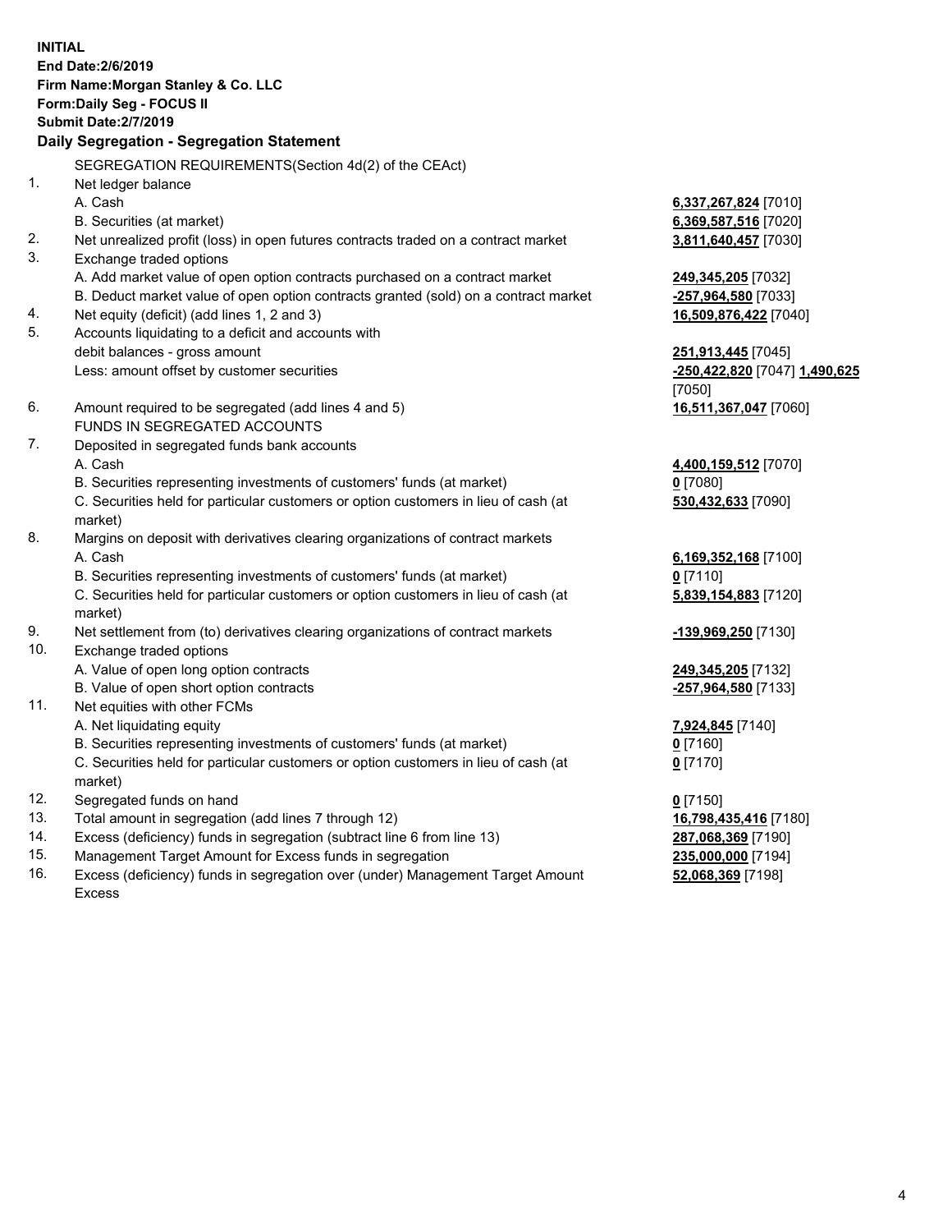**INITIAL**
**End Date:2/6/2019**
**Firm Name:Morgan Stanley & Co. LLC**
**Form:Daily Seg - FOCUS II**
**Submit Date:2/7/2019**
**Daily Segregation - Segregation Statement**

SEGREGATION REQUIREMENTS(Section 4d(2) of the CEAct)

| | | |
|---|---|---|
| 1. | Net ledger balance | |
| | A. Cash | **6,337,267,824** [7010] |
| | B. Securities (at market) | **6,369,587,516** [7020] |
| 2. | Net unrealized profit (loss) in open futures contracts traded on a contract market | **3,811,640,457** [7030] |
| 3. | Exchange traded options | |
| | A. Add market value of open option contracts purchased on a contract market | **249,345,205** [7032] |
| | B. Deduct market value of open option contracts granted (sold) on a contract market | **-257,964,580** [7033] |
| 4. | Net equity (deficit) (add lines 1, 2 and 3) | **16,509,876,422** [7040] |
| 5. | Accounts liquidating to a deficit and accounts with debit balances - gross amount | **251,913,445** [7045] |
| | Less: amount offset by customer securities | **-250,422,820** [7047] **1,490,625** [7050] |
| 6. | Amount required to be segregated (add lines 4 and 5) | **16,511,367,047** [7060] |
| | FUNDS IN SEGREGATED ACCOUNTS | |
| 7. | Deposited in segregated funds bank accounts | |
| | A. Cash | **4,400,159,512** [7070] |
| | B. Securities representing investments of customers' funds (at market) | **0** [7080] |
| | C. Securities held for particular customers or option customers in lieu of cash (at market) | **530,432,633** [7090] |
| 8. | Margins on deposit with derivatives clearing organizations of contract markets | |
| | A. Cash | **6,169,352,168** [7100] |
| | B. Securities representing investments of customers' funds (at market) | **0** [7110] |
| | C. Securities held for particular customers or option customers in lieu of cash (at market) | **5,839,154,883** [7120] |
| 9. | Net settlement from (to) derivatives clearing organizations of contract markets | **-139,969,250** [7130] |
| 10. | Exchange traded options | |
| | A. Value of open long option contracts | **249,345,205** [7132] |
| | B. Value of open short option contracts | **-257,964,580** [7133] |
| 11. | Net equities with other FCMs | |
| | A. Net liquidating equity | **7,924,845** [7140] |
| | B. Securities representing investments of customers' funds (at market) | **0** [7160] |
| | C. Securities held for particular customers or option customers in lieu of cash (at market) | **0** [7170] |
| 12. | Segregated funds on hand | **0** [7150] |
| 13. | Total amount in segregation (add lines 7 through 12) | **16,798,435,416** [7180] |
| 14. | Excess (deficiency) funds in segregation (subtract line 6 from line 13) | **287,068,369** [7190] |
| 15. | Management Target Amount for Excess funds in segregation | **235,000,000** [7194] |
| 16. | Excess (deficiency) funds in segregation over (under) Management Target Amount Excess | **52,068,369** [7198] |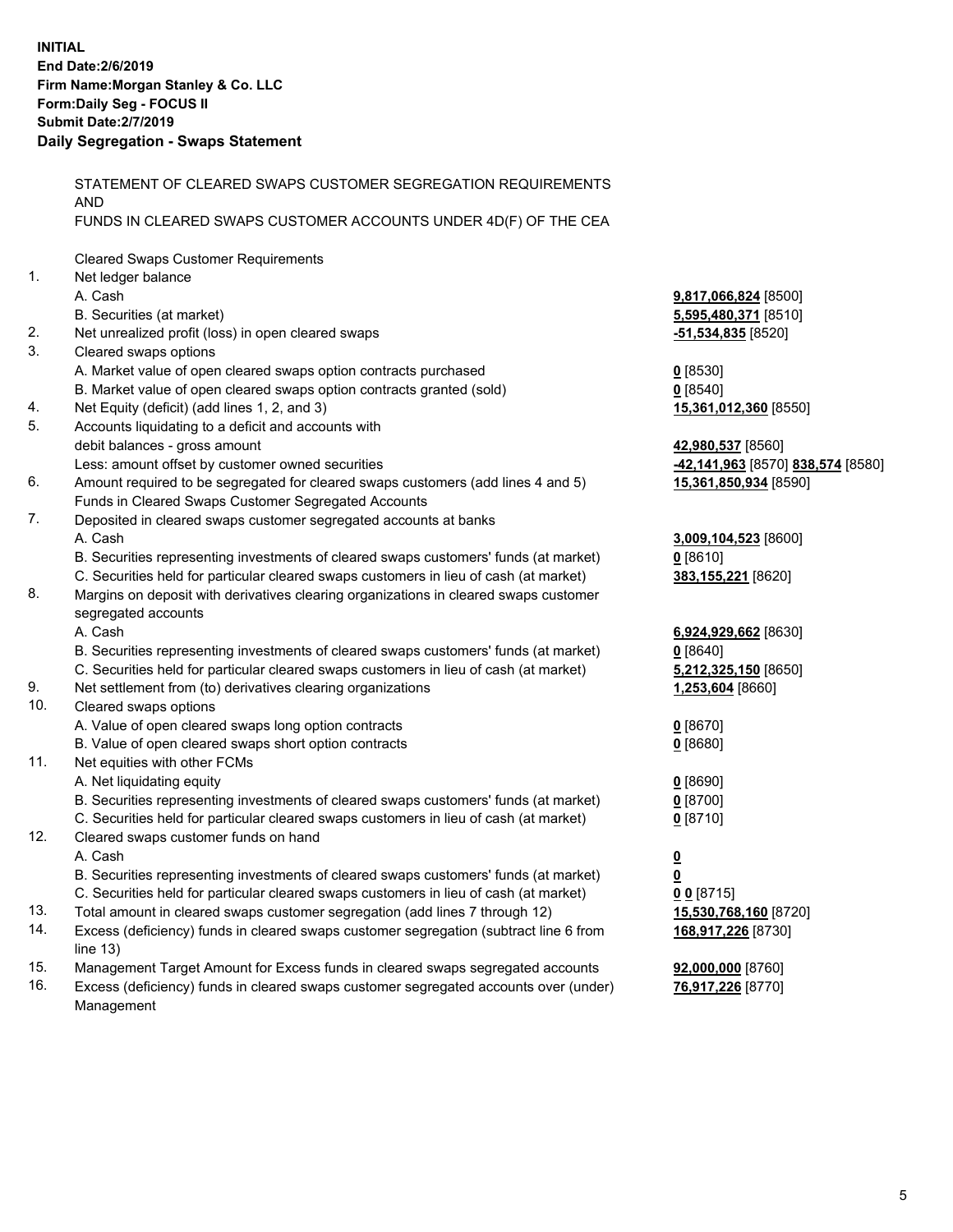**INITIAL**
**End Date:2/6/2019**
**Firm Name:Morgan Stanley & Co. LLC**
**Form:Daily Seg - FOCUS II**
**Submit Date:2/7/2019**
**Daily Segregation - Swaps Statement**

STATEMENT OF CLEARED SWAPS CUSTOMER SEGREGATION REQUIREMENTS AND
FUNDS IN CLEARED SWAPS CUSTOMER ACCOUNTS UNDER 4D(F) OF THE CEA

| | | |
|---|---|---|
| | Cleared Swaps Customer Requirements | |
| 1. | Net ledger balance | |
| | A. Cash | **9,817,066,824** [8500] |
| | B. Securities (at market) | **5,595,480,371** [8510] |
| 2. | Net unrealized profit (loss) in open cleared swaps | **-51,534,835** [8520] |
| 3. | Cleared swaps options | |
| | A. Market value of open cleared swaps option contracts purchased | **0** [8530] |
| | B. Market value of open cleared swaps option contracts granted (sold) | **0** [8540] |
| 4. | Net Equity (deficit) (add lines 1, 2, and 3) | **15,361,012,360** [8550] |
| 5. | Accounts liquidating to a deficit and accounts with debit balances - gross amount | **42,980,537** [8560] |
| | Less: amount offset by customer owned securities | **-42,141,963** [8570] **838,574** [8580] |
| 6. | Amount required to be segregated for cleared swaps customers (add lines 4 and 5) | **15,361,850,934** [8590] |
| | Funds in Cleared Swaps Customer Segregated Accounts | |
| 7. | Deposited in cleared swaps customer segregated accounts at banks | |
| | A. Cash | **3,009,104,523** [8600] |
| | B. Securities representing investments of cleared swaps customers' funds (at market) | **0** [8610] |
| | C. Securities held for particular cleared swaps customers in lieu of cash (at market) | **383,155,221** [8620] |
| 8. | Margins on deposit with derivatives clearing organizations in cleared swaps customer segregated accounts | |
| | A. Cash | **6,924,929,662** [8630] |
| | B. Securities representing investments of cleared swaps customers' funds (at market) | **0** [8640] |
| | C. Securities held for particular cleared swaps customers in lieu of cash (at market) | **5,212,325,150** [8650] |
| 9. | Net settlement from (to) derivatives clearing organizations | **1,253,604** [8660] |
| 10. | Cleared swaps options | |
| | A. Value of open cleared swaps long option contracts | **0** [8670] |
| | B. Value of open cleared swaps short option contracts | **0** [8680] |
| 11. | Net equities with other FCMs | |
| | A. Net liquidating equity | **0** [8690] |
| | B. Securities representing investments of cleared swaps customers' funds (at market) | **0** [8700] |
| | C. Securities held for particular cleared swaps customers in lieu of cash (at market) | **0** [8710] |
| 12. | Cleared swaps customer funds on hand | |
| | A. Cash | **0** |
| | B. Securities representing investments of cleared swaps customers' funds (at market) | **0** |
| | C. Securities held for particular cleared swaps customers in lieu of cash (at market) | **0** **0** [8715] |
| 13. | Total amount in cleared swaps customer segregation (add lines 7 through 12) | **15,530,768,160** [8720] |
| 14. | Excess (deficiency) funds in cleared swaps customer segregation (subtract line 6 from line 13) | **168,917,226** [8730] |
| 15. | Management Target Amount for Excess funds in cleared swaps segregated accounts | **92,000,000** [8760] |
| 16. | Excess (deficiency) funds in cleared swaps customer segregated accounts over (under) Management | **76,917,226** [8770] |